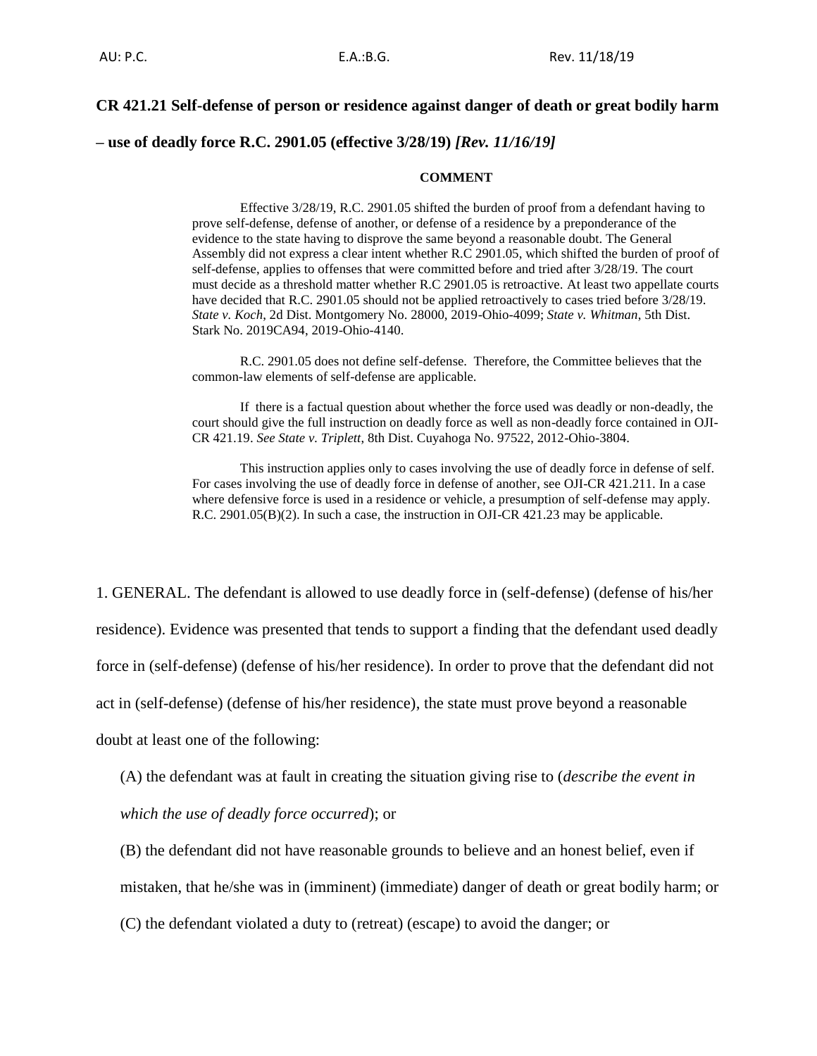AU: P.C. E.A.:B.G. Rev. 11/18/19

**CR 421.21 Self-defense of person or residence against danger of death or great bodily harm – use of deadly force R.C. 2901.05 (effective 3/28/19)** ***[Rev. 11/16/19]***

**COMMENT**

Effective 3/28/19, R.C. 2901.05 shifted the burden of proof from a defendant having to prove self-defense, defense of another, or defense of a residence by a preponderance of the evidence to the state having to disprove the same beyond a reasonable doubt. The General Assembly did not express a clear intent whether R.C 2901.05, which shifted the burden of proof of self-defense, applies to offenses that were committed before and tried after 3/28/19. The court must decide as a threshold matter whether R.C 2901.05 is retroactive. At least two appellate courts have decided that R.C. 2901.05 should not be applied retroactively to cases tried before 3/28/19. *State v. Koch*, 2d Dist. Montgomery No. 28000, 2019-Ohio-4099; *State v. Whitman*, 5th Dist. Stark No. 2019CA94, 2019-Ohio-4140.

R.C. 2901.05 does not define self-defense. Therefore, the Committee believes that the common-law elements of self-defense are applicable.

If there is a factual question about whether the force used was deadly or non-deadly, the court should give the full instruction on deadly force as well as non-deadly force contained in OJI-CR 421.19. *See State v. Triplett*, 8th Dist. Cuyahoga No. 97522, 2012-Ohio-3804.

This instruction applies only to cases involving the use of deadly force in defense of self. For cases involving the use of deadly force in defense of another, see OJI-CR 421.211. In a case where defensive force is used in a residence or vehicle, a presumption of self-defense may apply. R.C. 2901.05(B)(2). In such a case, the instruction in OJI-CR 421.23 may be applicable.

1. GENERAL. The defendant is allowed to use deadly force in (self-defense) (defense of his/her residence). Evidence was presented that tends to support a finding that the defendant used deadly force in (self-defense) (defense of his/her residence). In order to prove that the defendant did not act in (self-defense) (defense of his/her residence), the state must prove beyond a reasonable doubt at least one of the following:

(A) the defendant was at fault in creating the situation giving rise to (*describe the event in which the use of deadly force occurred*); or

(B) the defendant did not have reasonable grounds to believe and an honest belief, even if mistaken, that he/she was in (imminent) (immediate) danger of death or great bodily harm; or

(C) the defendant violated a duty to (retreat) (escape) to avoid the danger; or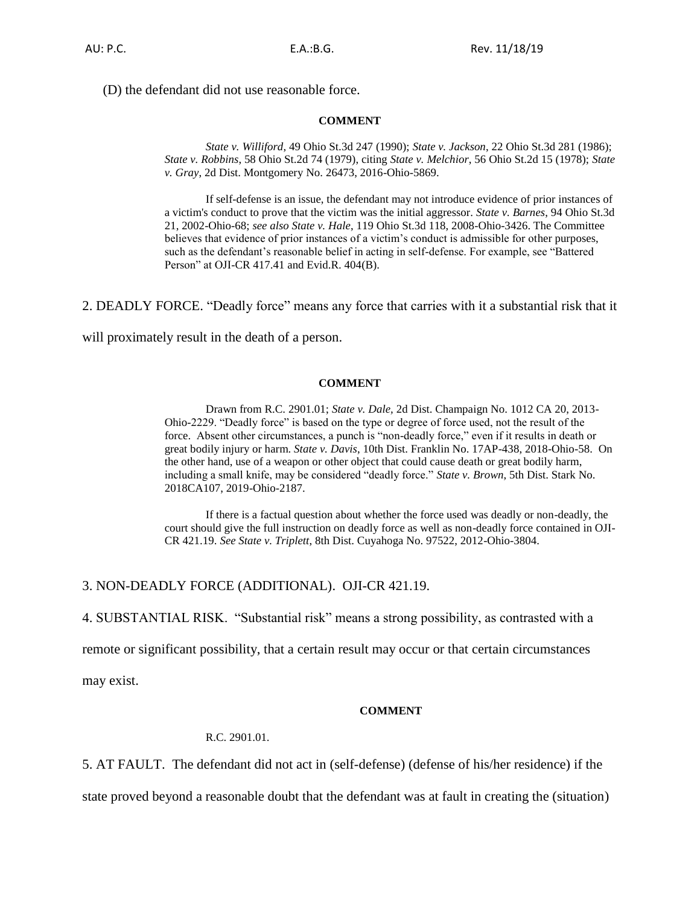(D) the defendant did not use reasonable force.

**COMMENT**

*State v. Williford*, 49 Ohio St.3d 247 (1990); *State v. Jackson*, 22 Ohio St.3d 281 (1986); *State v. Robbins*, 58 Ohio St.2d 74 (1979), citing *State v. Melchior*, 56 Ohio St.2d 15 (1978); *State v. Gray*, 2d Dist. Montgomery No. 26473, 2016-Ohio-5869.

If self-defense is an issue, the defendant may not introduce evidence of prior instances of a victim's conduct to prove that the victim was the initial aggressor. *State v. Barnes*, 94 Ohio St.3d 21, 2002-Ohio-68; *see also State v. Hale*, 119 Ohio St.3d 118, 2008-Ohio-3426. The Committee believes that evidence of prior instances of a victim's conduct is admissible for other purposes, such as the defendant's reasonable belief in acting in self-defense. For example, see "Battered Person" at OJI-CR 417.41 and Evid.R. 404(B).

2. DEADLY FORCE. "Deadly force" means any force that carries with it a substantial risk that it will proximately result in the death of a person.

**COMMENT**

Drawn from R.C. 2901.01; *State v. Dale*, 2d Dist. Champaign No. 1012 CA 20, 2013-Ohio-2229. "Deadly force" is based on the type or degree of force used, not the result of the force. Absent other circumstances, a punch is "non-deadly force," even if it results in death or great bodily injury or harm. *State v. Davis*, 10th Dist. Franklin No. 17AP-438, 2018-Ohio-58. On the other hand, use of a weapon or other object that could cause death or great bodily harm, including a small knife, may be considered "deadly force." *State v. Brown*, 5th Dist. Stark No. 2018CA107, 2019-Ohio-2187.

If there is a factual question about whether the force used was deadly or non-deadly, the court should give the full instruction on deadly force as well as non-deadly force contained in OJI-CR 421.19. *See State v. Triplett*, 8th Dist. Cuyahoga No. 97522, 2012-Ohio-3804.

3. NON-DEADLY FORCE (ADDITIONAL). OJI-CR 421.19.

4. SUBSTANTIAL RISK. "Substantial risk" means a strong possibility, as contrasted with a remote or significant possibility, that a certain result may occur or that certain circumstances may exist.

**COMMENT**

R.C. 2901.01.

5. AT FAULT. The defendant did not act in (self-defense) (defense of his/her residence) if the state proved beyond a reasonable doubt that the defendant was at fault in creating the (situation)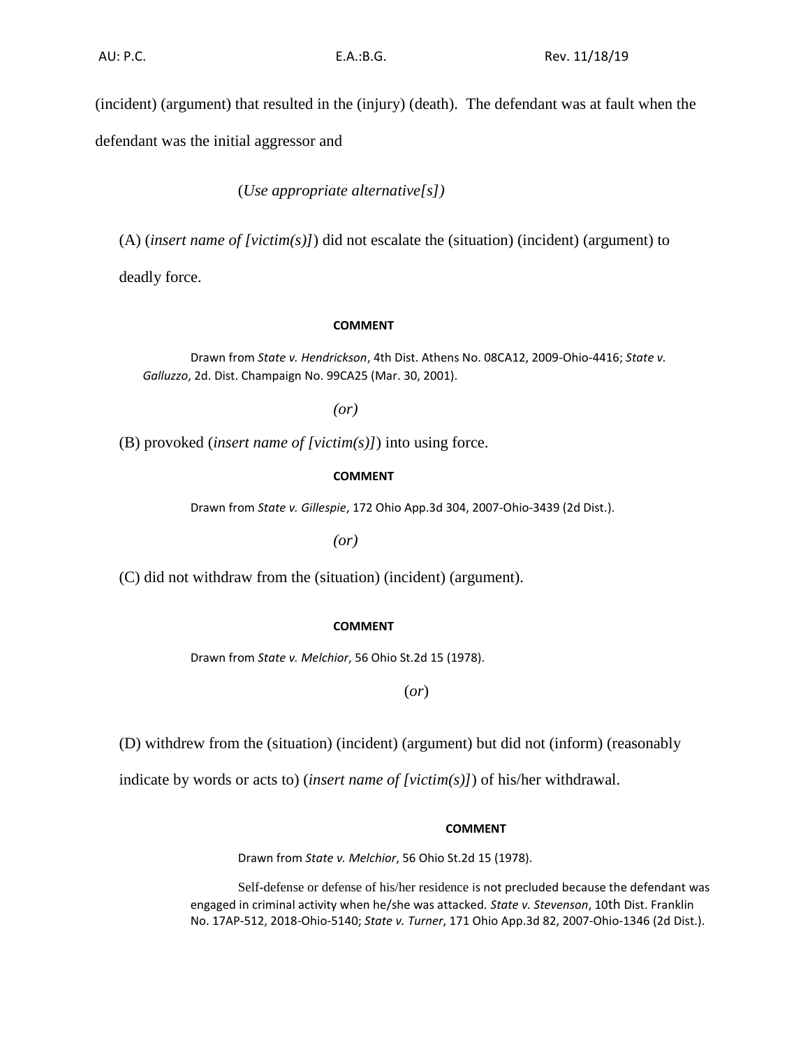(incident) (argument) that resulted in the (injury) (death). The defendant was at fault when the defendant was the initial aggressor and

(*Use appropriate alternative[s]*)

(A) (*insert name of [victim(s)]*) did not escalate the (situation) (incident) (argument) to deadly force.

**COMMENT**

Drawn from *State v. Hendrickson*, 4th Dist. Athens No. 08CA12, 2009-Ohio-4416; *State v. Galluzzo*, 2d. Dist. Champaign No. 99CA25 (Mar. 30, 2001).

*(or)*

(B) provoked (*insert name of [victim(s)]*) into using force.

**COMMENT**

Drawn from *State v. Gillespie*, 172 Ohio App.3d 304, 2007-Ohio-3439 (2d Dist.).

*(or)*

(C) did not withdraw from the (situation) (incident) (argument).

**COMMENT**

Drawn from *State v. Melchior*, 56 Ohio St.2d 15 (1978).

(*or*)

(D) withdrew from the (situation) (incident) (argument) but did not (inform) (reasonably indicate by words or acts to) (*insert name of [victim(s)]*) of his/her withdrawal.

**COMMENT**

Drawn from *State v. Melchior*, 56 Ohio St.2d 15 (1978).

Self-defense or defense of his/her residence is not precluded because the defendant was engaged in criminal activity when he/she was attacked. *State v. Stevenson*, 10th Dist. Franklin No. 17AP-512, 2018-Ohio-5140; *State v. Turner*, 171 Ohio App.3d 82, 2007-Ohio-1346 (2d Dist.).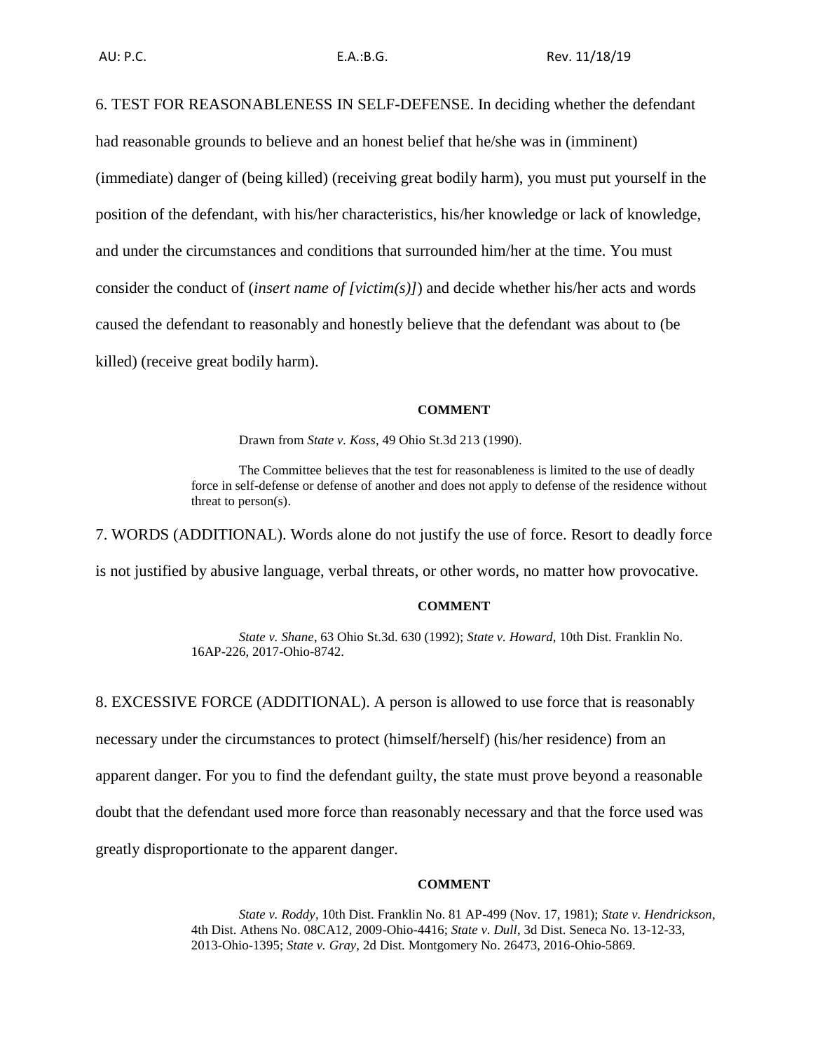6. TEST FOR REASONABLENESS IN SELF-DEFENSE. In deciding whether the defendant had reasonable grounds to believe and an honest belief that he/she was in (imminent) (immediate) danger of (being killed) (receiving great bodily harm), you must put yourself in the position of the defendant, with his/her characteristics, his/her knowledge or lack of knowledge, and under the circumstances and conditions that surrounded him/her at the time. You must consider the conduct of (*insert name of [victim(s)]*) and decide whether his/her acts and words caused the defendant to reasonably and honestly believe that the defendant was about to (be killed) (receive great bodily harm).

**COMMENT**

Drawn from *State v. Koss*, 49 Ohio St.3d 213 (1990).

The Committee believes that the test for reasonableness is limited to the use of deadly force in self-defense or defense of another and does not apply to defense of the residence without threat to person(s).

7. WORDS (ADDITIONAL). Words alone do not justify the use of force. Resort to deadly force is not justified by abusive language, verbal threats, or other words, no matter how provocative.

**COMMENT**

*State v. Shane*, 63 Ohio St.3d. 630 (1992); *State v. Howard*, 10th Dist. Franklin No. 16AP-226, 2017-Ohio-8742.

8. EXCESSIVE FORCE (ADDITIONAL). A person is allowed to use force that is reasonably necessary under the circumstances to protect (himself/herself) (his/her residence) from an apparent danger. For you to find the defendant guilty, the state must prove beyond a reasonable doubt that the defendant used more force than reasonably necessary and that the force used was greatly disproportionate to the apparent danger.

**COMMENT**

*State v. Roddy*, 10th Dist. Franklin No. 81 AP-499 (Nov. 17, 1981); *State v. Hendrickson*, 4th Dist. Athens No. 08CA12, 2009-Ohio-4416; *State v. Dull*, 3d Dist. Seneca No. 13-12-33, 2013-Ohio-1395; *State v. Gray*, 2d Dist. Montgomery No. 26473, 2016-Ohio-5869.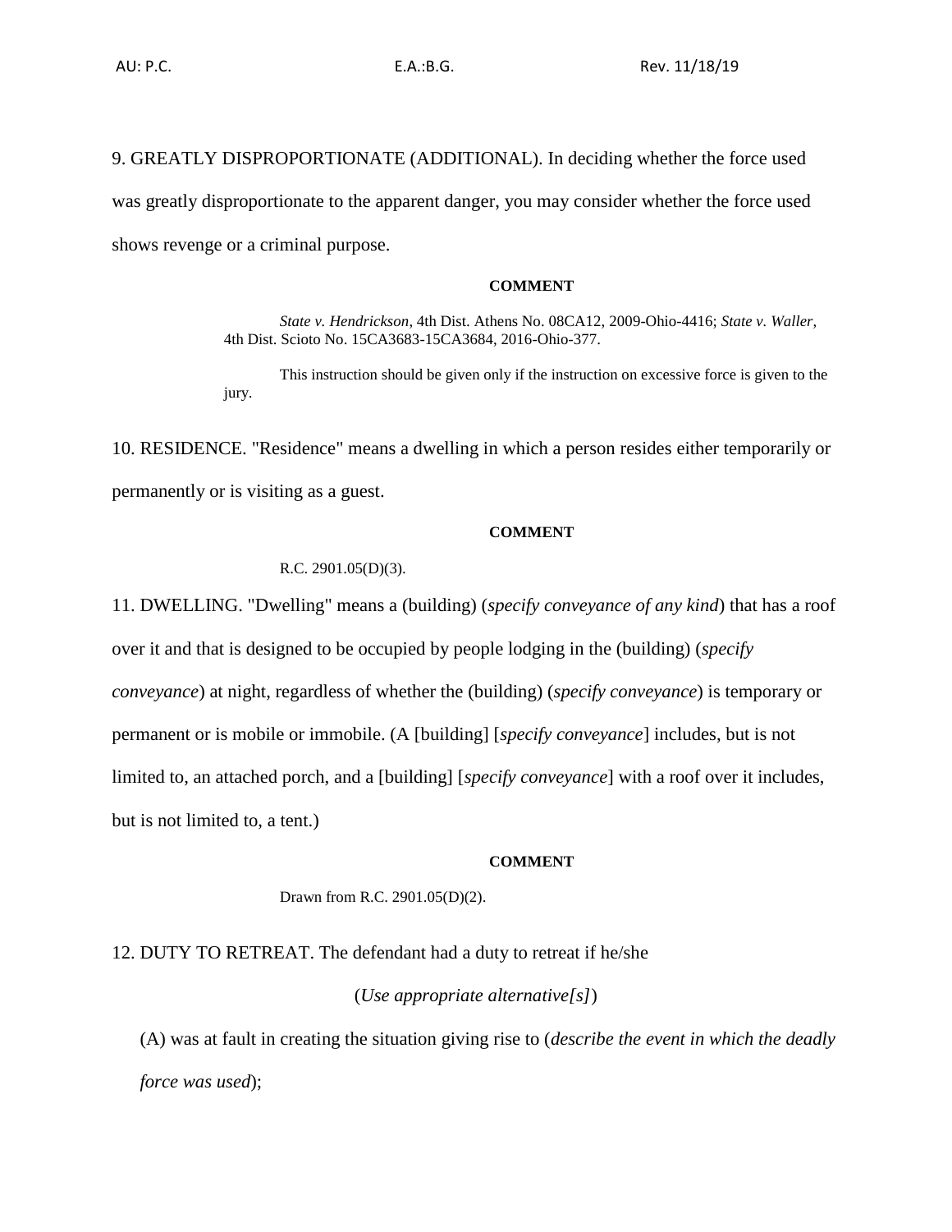9. GREATLY DISPROPORTIONATE (ADDITIONAL). In deciding whether the force used was greatly disproportionate to the apparent danger, you may consider whether the force used shows revenge or a criminal purpose.

**COMMENT**

*State v. Hendrickson*, 4th Dist. Athens No. 08CA12, 2009-Ohio-4416; *State v. Waller*, 4th Dist. Scioto No. 15CA3683-15CA3684, 2016-Ohio-377.

This instruction should be given only if the instruction on excessive force is given to the jury.

10. RESIDENCE. "Residence" means a dwelling in which a person resides either temporarily or permanently or is visiting as a guest.

**COMMENT**

R.C. 2901.05(D)(3).

11. DWELLING. "Dwelling" means a (building) (*specify conveyance of any kind*) that has a roof over it and that is designed to be occupied by people lodging in the (building) (*specify conveyance*) at night, regardless of whether the (building) (*specify conveyance*) is temporary or permanent or is mobile or immobile. (A [building] [*specify conveyance*] includes, but is not limited to, an attached porch, and a [building] [*specify conveyance*] with a roof over it includes, but is not limited to, a tent.)

**COMMENT**

Drawn from R.C. 2901.05(D)(2).

12. DUTY TO RETREAT. The defendant had a duty to retreat if he/she

(*Use appropriate alternative[s]*)

(A) was at fault in creating the situation giving rise to (*describe the event in which the deadly force was used*);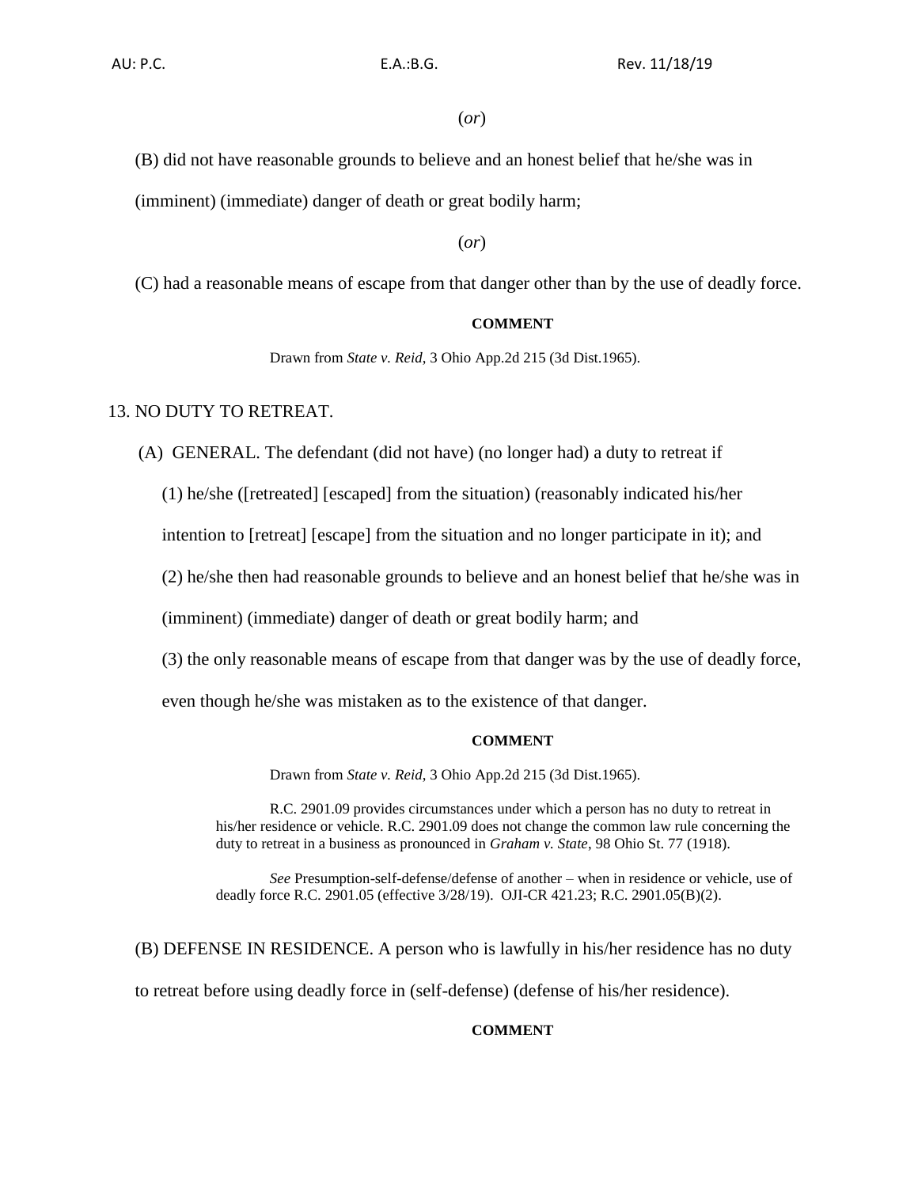(*or*)

(B) did not have reasonable grounds to believe and an honest belief that he/she was in (imminent) (immediate) danger of death or great bodily harm;

(*or*)

(C) had a reasonable means of escape from that danger other than by the use of deadly force.

**COMMENT**

Drawn from *State v. Reid*, 3 Ohio App.2d 215 (3d Dist.1965).

13. NO DUTY TO RETREAT.

(A) GENERAL. The defendant (did not have) (no longer had) a duty to retreat if

(1) he/she ([retreated] [escaped] from the situation) (reasonably indicated his/her intention to [retreat] [escape] from the situation and no longer participate in it); and

(2) he/she then had reasonable grounds to believe and an honest belief that he/she was in (imminent) (immediate) danger of death or great bodily harm; and

(3) the only reasonable means of escape from that danger was by the use of deadly force, even though he/she was mistaken as to the existence of that danger.

**COMMENT**

Drawn from *State v. Reid*, 3 Ohio App.2d 215 (3d Dist.1965).

R.C. 2901.09 provides circumstances under which a person has no duty to retreat in his/her residence or vehicle. R.C. 2901.09 does not change the common law rule concerning the duty to retreat in a business as pronounced in *Graham v. State*, 98 Ohio St. 77 (1918).

*See* Presumption-self-defense/defense of another – when in residence or vehicle, use of deadly force R.C. 2901.05 (effective 3/28/19). OJI-CR 421.23; R.C. 2901.05(B)(2).

(B) DEFENSE IN RESIDENCE. A person who is lawfully in his/her residence has no duty to retreat before using deadly force in (self-defense) (defense of his/her residence).

**COMMENT**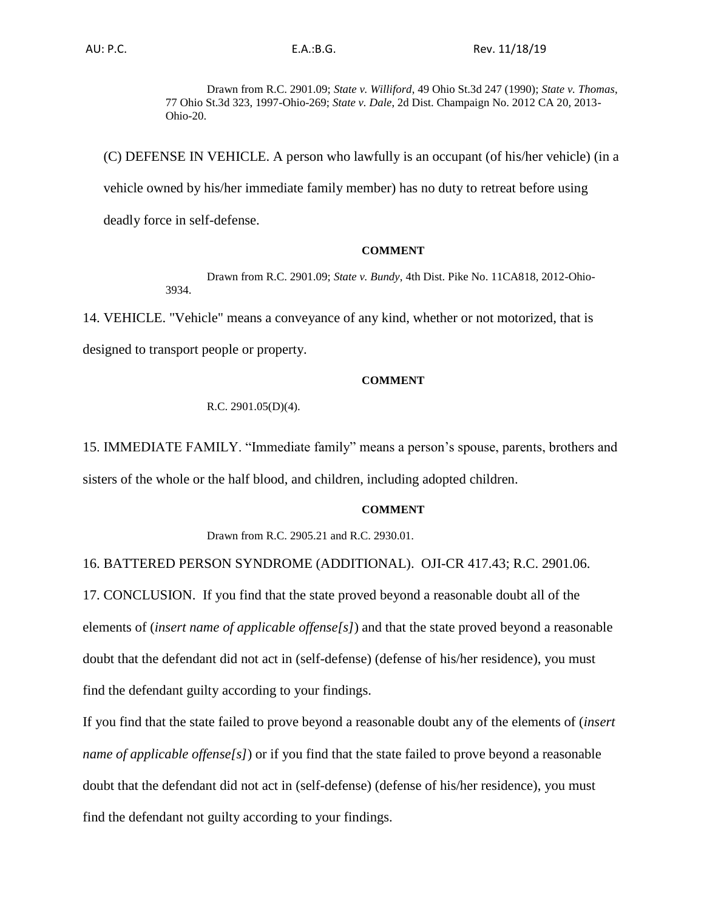Drawn from R.C. 2901.09; *State v. Williford,* 49 Ohio St.3d 247 (1990); *State v. Thomas*, 77 Ohio St.3d 323, 1997-Ohio-269; *State v. Dale,* 2d Dist. Champaign No. 2012 CA 20, 2013-Ohio-20.

(C) DEFENSE IN VEHICLE. A person who lawfully is an occupant (of his/her vehicle) (in a vehicle owned by his/her immediate family member) has no duty to retreat before using deadly force in self-defense.

**COMMENT**

Drawn from R.C. 2901.09; *State v. Bundy,* 4th Dist. Pike No. 11CA818, 2012-Ohio-3934.

14. VEHICLE. "Vehicle" means a conveyance of any kind, whether or not motorized, that is designed to transport people or property.

**COMMENT**

R.C. 2901.05(D)(4).

15. IMMEDIATE FAMILY. "Immediate family" means a person's spouse, parents, brothers and sisters of the whole or the half blood, and children, including adopted children.

**COMMENT**

Drawn from R.C. 2905.21 and R.C. 2930.01.

16. BATTERED PERSON SYNDROME (ADDITIONAL). OJI-CR 417.43; R.C. 2901.06.

17. CONCLUSION. If you find that the state proved beyond a reasonable doubt all of the elements of (*insert name of applicable offense[s]*) and that the state proved beyond a reasonable doubt that the defendant did not act in (self-defense) (defense of his/her residence), you must find the defendant guilty according to your findings.

If you find that the state failed to prove beyond a reasonable doubt any of the elements of (*insert name of applicable offense[s]*) or if you find that the state failed to prove beyond a reasonable doubt that the defendant did not act in (self-defense) (defense of his/her residence), you must find the defendant not guilty according to your findings.